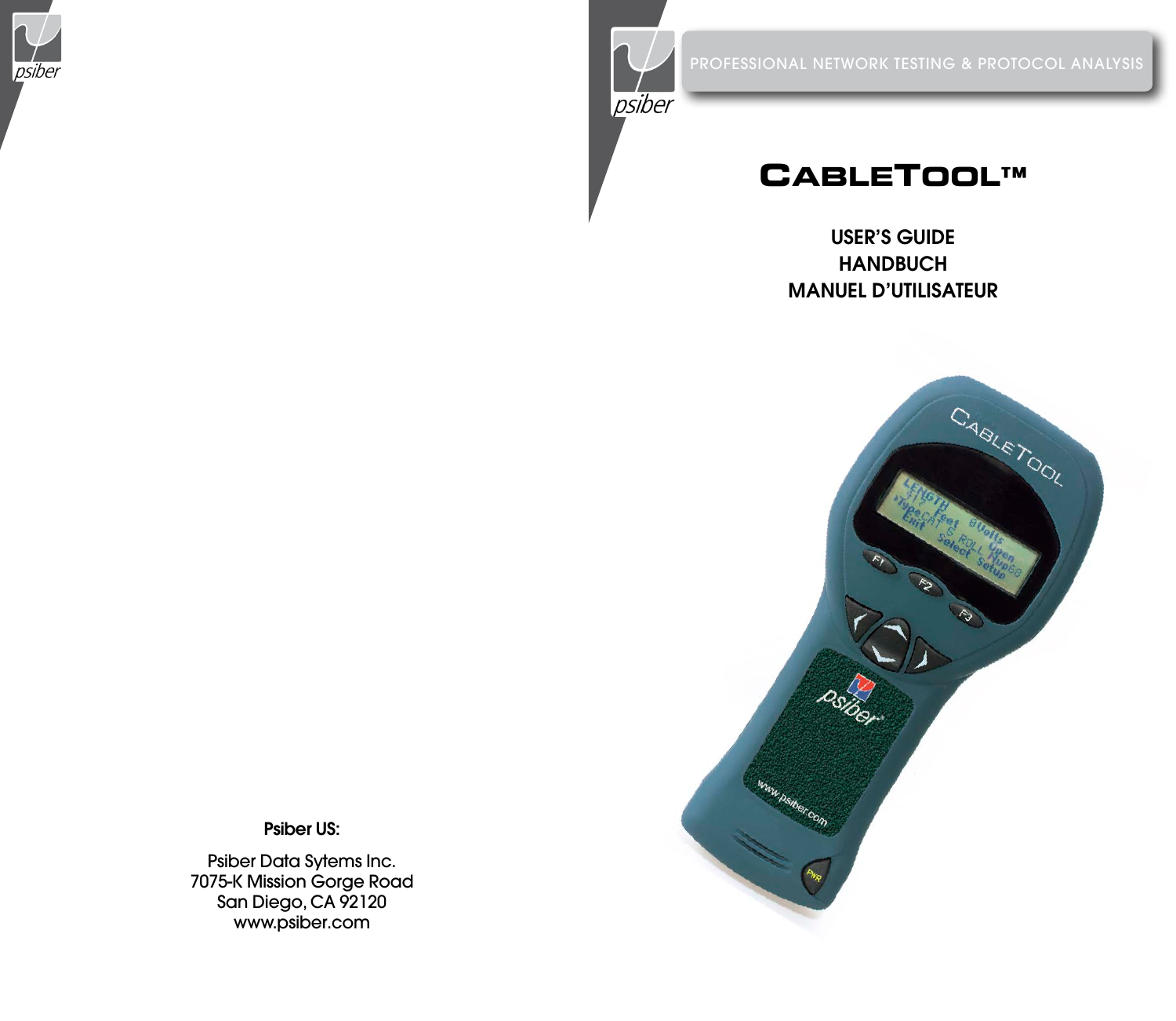psiber

**Psiber US:**

Psiber Data Sytems Inc.
7075-K Mission Gorge Road
San Diego, CA 92120
www.psiber.com

psiber

PROFESSIONAL NETWORK TESTING & PROTOCOL ANALYSIS

# CableTool™

## USER'S GUIDE
## HANDBUCH
## MANUEL D'UTILISATEUR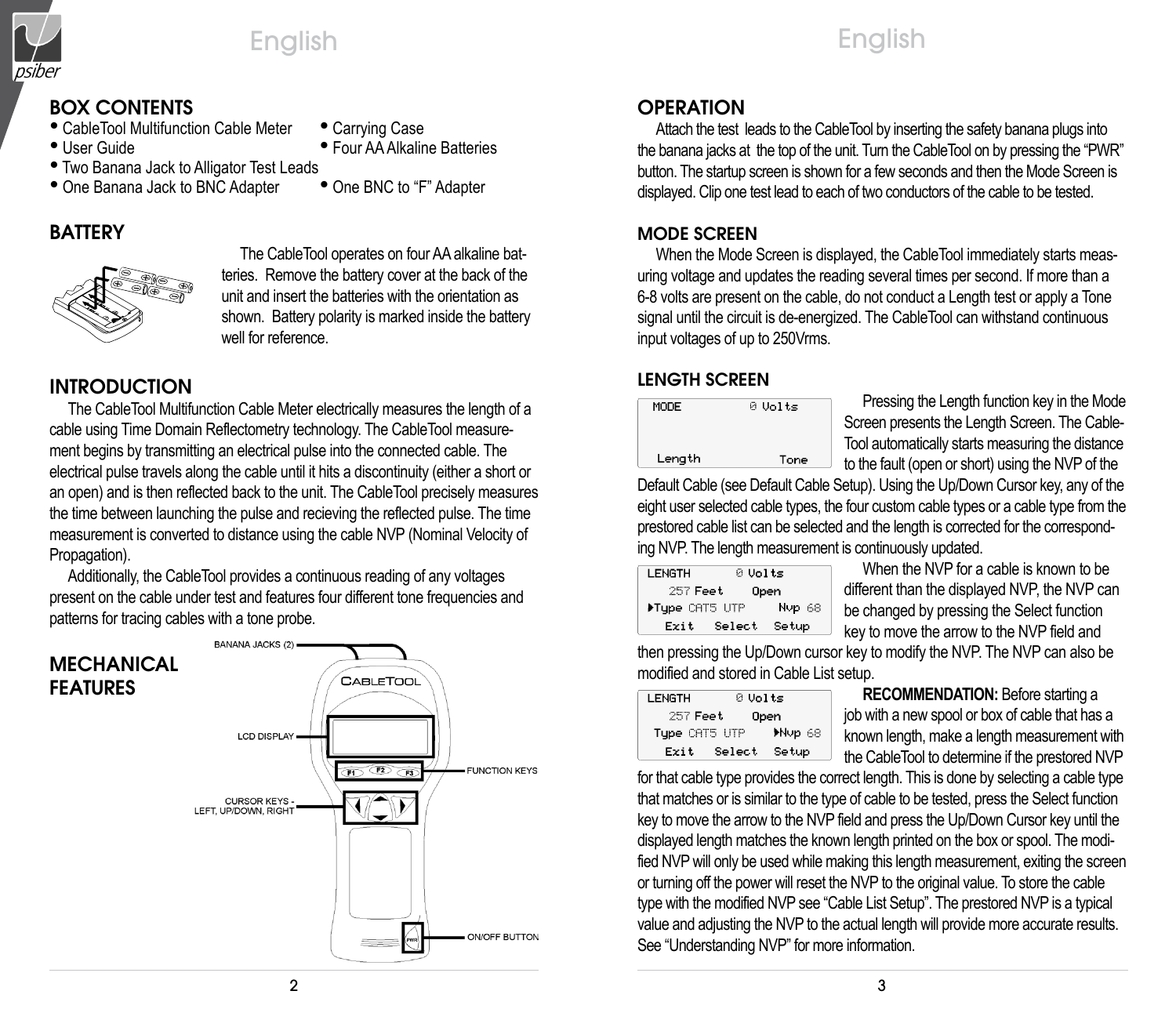## BOX CONTENTS

- CableTool Multifunction Cable Meter
- User Guide
- Two Banana Jack to Alligator Test Leads
- One Banana Jack to BNC Adapter
- Carrying Case
- Four AA Alkaline Batteries
- One BNC to "F" Adapter

## BATTERY

The CableTool operates on four AA alkaline batteries. Remove the battery cover at the back of the unit and insert the batteries with the orientation as shown. Battery polarity is marked inside the battery well for reference.

## INTRODUCTION

The CableTool Multifunction Cable Meter electrically measures the length of a cable using Time Domain Reflectometry technology. The CableTool measurement begins by transmitting an electrical pulse into the connected cable. The electrical pulse travels along the cable until it hits a discontinuity (either a short or an open) and is then reflected back to the unit. The CableTool precisely measures the time between launching the pulse and recieving the reflected pulse. The time measurement is converted to distance using the cable NVP (Nominal Velocity of Propagation).

Additionally, the CableTool provides a continuous reading of any voltages present on the cable under test and features four different tone frequencies and patterns for tracing cables with a tone probe.

## MECHANICAL FEATURES

BANANA JACKS (2)
LCD DISPLAY
FUNCTION KEYS
CURSOR KEYS - LEFT, UP/DOWN, RIGHT
ON/OFF BUTTON

## OPERATION

Attach the test leads to the CableTool by inserting the safety banana plugs into the banana jacks at the top of the unit. Turn the CableTool on by pressing the "PWR" button. The startup screen is shown for a few seconds and then the Mode Screen is displayed. Clip one test lead to each of two conductors of the cable to be tested.

## MODE SCREEN

When the Mode Screen is displayed, the CableTool immediately starts measuring voltage and updates the reading several times per second. If more than a 6-8 volts are present on the cable, do not conduct a Length test or apply a Tone signal until the circuit is de-energized. The CableTool can withstand continuous input voltages of up to 250Vrms.

## LENGTH SCREEN

```
MODE          0 Volts

Length           Tone
```

Pressing the Length function key in the Mode Screen presents the Length Screen. The CableTool automatically starts measuring the distance to the fault (open or short) using the NVP of the Default Cable (see Default Cable Setup). Using the Up/Down Cursor key, any of the eight user selected cable types, the four custom cable types or a cable type from the prestored cable list can be selected and the length is corrected for the corresponding NVP. The length measurement is continuously updated.

```
LENGTH      0 Volts
  257 Feet    Open
▸Type CAT5 UTP   Nvp 68
  Exit   Select  Setup
```

When the NVP for a cable is known to be different than the displayed NVP, the NVP can be changed by pressing the Select function key to move the arrow to the NVP field and then pressing the Up/Down cursor key to modify the NVP. The NVP can also be modified and stored in Cable List setup.

```
LENGTH      0 Volts
  257 Feet    Open
 Type CAT5 UTP  ▸Nvp 68
  Exit   Select  Setup
```

**RECOMMENDATION:** Before starting a job with a new spool or box of cable that has a known length, make a length measurement with the CableTool to determine if the prestored NVP for that cable type provides the correct length. This is done by selecting a cable type that matches or is similar to the type of cable to be tested, press the Select function key to move the arrow to the NVP field and press the Up/Down Cursor key until the displayed length matches the known length printed on the box or spool. The modified NVP will only be used while making this length measurement, exiting the screen or turning off the power will reset the NVP to the original value. To store the cable type with the modified NVP see "Cable List Setup". The prestored NVP is a typical value and adjusting the NVP to the actual length will provide more accurate results. See "Understanding NVP" for more information.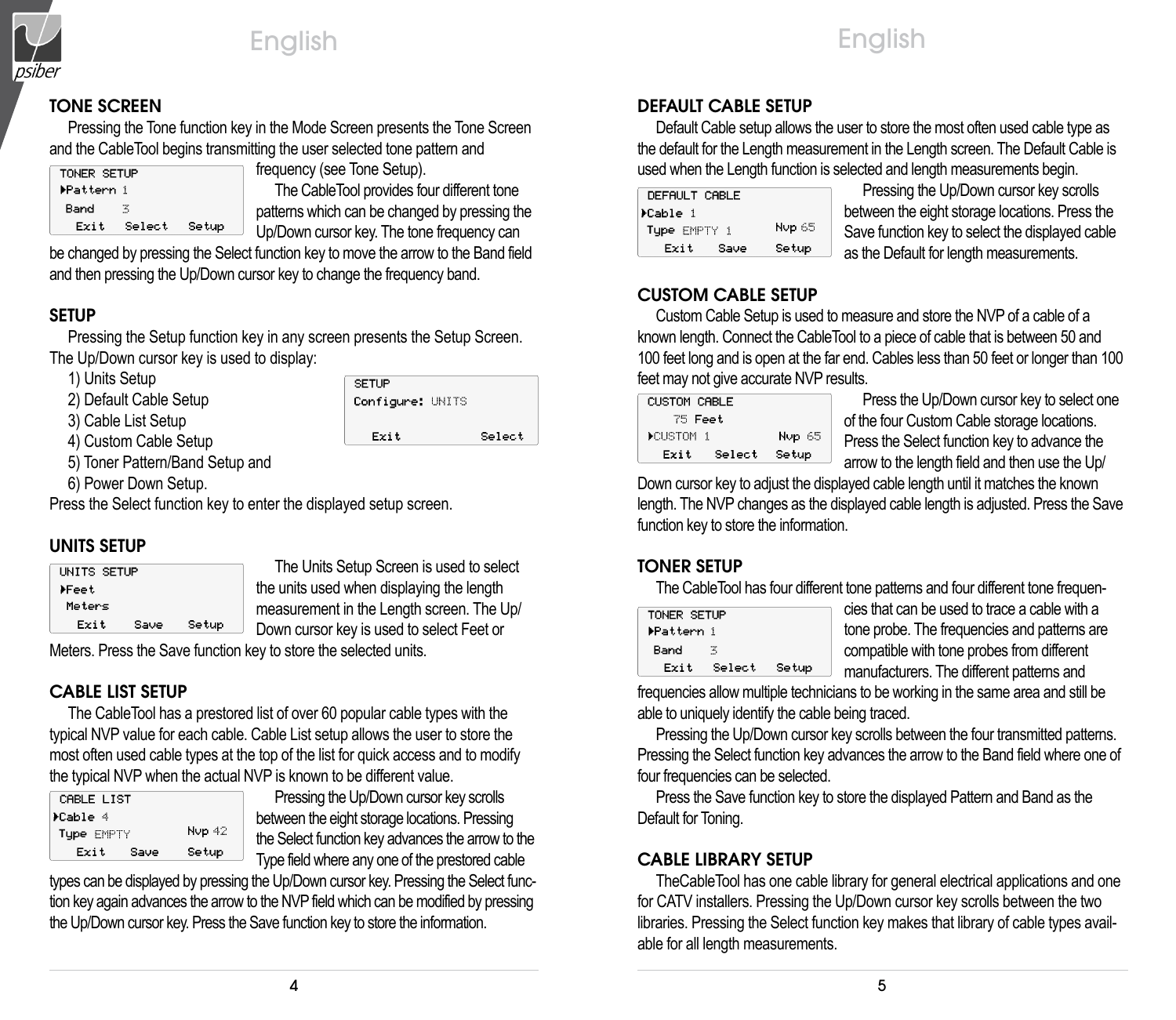## TONE SCREEN

Pressing the Tone function key in the Mode Screen presents the Tone Screen and the CableTool begins transmitting the user selected tone pattern and frequency (see Tone Setup).

```
TONER SETUP
▸Pattern 1
 Band    3
  Exit   Select   Setup
```

The CableTool provides four different tone patterns which can be changed by pressing the Up/Down cursor key. The tone frequency can be changed by pressing the Select function key to move the arrow to the Band field and then pressing the Up/Down cursor key to change the frequency band.

## SETUP

Pressing the Setup function key in any screen presents the Setup Screen. The Up/Down cursor key is used to display:

1) Units Setup
2) Default Cable Setup
3) Cable List Setup
4) Custom Cable Setup
5) Toner Pattern/Band Setup and
6) Power Down Setup.

```
SETUP
Configure: UNITS

  Exit            Select
```

Press the Select function key to enter the displayed setup screen.

## UNITS SETUP

```
UNITS SETUP
▸Feet
 Meters
  Exit    Save    Setup
```

The Units Setup Screen is used to select the units used when displaying the length measurement in the Length screen. The Up/Down cursor key is used to select Feet or Meters. Press the Save function key to store the selected units.

## CABLE LIST SETUP

The CableTool has a prestored list of over 60 popular cable types with the typical NVP value for each cable. Cable List setup allows the user to store the most often used cable types at the top of the list for quick access and to modify the typical NVP when the actual NVP is known to be different value.

```
CABLE LIST
▸Cable 4
Type EMPTY         Nvp 42
  Exit    Save    Setup
```

Pressing the Up/Down cursor key scrolls between the eight storage locations. Pressing the Select function key advances the arrow to the Type field where any one of the prestored cable types can be displayed by pressing the Up/Down cursor key. Pressing the Select function key again advances the arrow to the NVP field which can be modified by pressing the Up/Down cursor key. Press the Save function key to store the information.

## DEFAULT CABLE SETUP

Default Cable setup allows the user to store the most often used cable type as the default for the Length measurement in the Length screen. The Default Cable is used when the Length function is selected and length measurements begin.

```
DEFAULT CABLE
▸Cable 1
Type EMPTY 1       Nvp 65
  Exit    Save    Setup
```

Pressing the Up/Down cursor key scrolls between the eight storage locations. Press the Save function key to select the displayed cable as the Default for length measurements.

## CUSTOM CABLE SETUP

Custom Cable Setup is used to measure and store the NVP of a cable of a known length. Connect the CableTool to a piece of cable that is between 50 and 100 feet long and is open at the far end. Cables less than 50 feet or longer than 100 feet may not give accurate NVP results.

```
CUSTOM CABLE
   75 Feet
▸CUSTOM 1          Nvp 65
  Exit   Select   Setup
```

Press the Up/Down cursor key to select one of the four Custom Cable storage locations. Press the Select function key to advance the arrow to the length field and then use the Up/Down cursor key to adjust the displayed cable length until it matches the known length. The NVP changes as the displayed cable length is adjusted. Press the Save function key to store the information.

## TONER SETUP

The CableTool has four different tone patterns and four different tone frequencies that can be used to trace a cable with a tone probe. The frequencies and patterns are compatible with tone probes from different manufacturers. The different patterns and frequencies allow multiple technicians to be working in the same area and still be able to uniquely identify the cable being traced.

```
TONER SETUP
▸Pattern 1
 Band    3
  Exit   Select   Setup
```

Pressing the Up/Down cursor key scrolls between the four transmitted patterns. Pressing the Select function key advances the arrow to the Band field where one of four frequencies can be selected.

Press the Save function key to store the displayed Pattern and Band as the Default for Toning.

## CABLE LIBRARY SETUP

TheCableTool has one cable library for general electrical applications and one for CATV installers. Pressing the Up/Down cursor key scrolls between the two libraries. Pressing the Select function key makes that library of cable types available for all length measurements.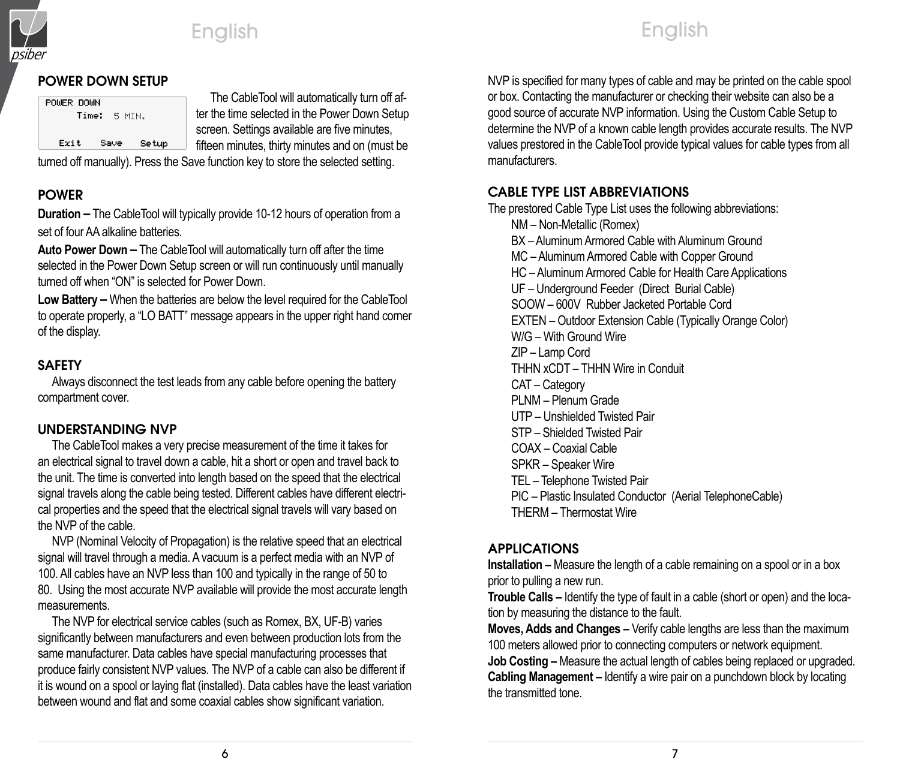## POWER DOWN SETUP

```
POWER DOWN
    Time:  5 MIN.

  Exit    Save    Setup
```

The CableTool will automatically turn off after the time selected in the Power Down Setup screen. Settings available are five minutes, fifteen minutes, thirty minutes and on (must be turned off manually). Press the Save function key to store the selected setting.

## POWER

**Duration –** The CableTool will typically provide 10-12 hours of operation from a set of four AA alkaline batteries.

**Auto Power Down –** The CableTool will automatically turn off after the time selected in the Power Down Setup screen or will run continuously until manually turned off when "ON" is selected for Power Down.

**Low Battery –** When the batteries are below the level required for the CableTool to operate properly, a "LO BATT" message appears in the upper right hand corner of the display.

## SAFETY

Always disconnect the test leads from any cable before opening the battery compartment cover.

## UNDERSTANDING NVP

The CableTool makes a very precise measurement of the time it takes for an electrical signal to travel down a cable, hit a short or open and travel back to the unit. The time is converted into length based on the speed that the electrical signal travels along the cable being tested. Different cables have different electrical properties and the speed that the electrical signal travels will vary based on the NVP of the cable.

NVP (Nominal Velocity of Propagation) is the relative speed that an electrical signal will travel through a media. A vacuum is a perfect media with an NVP of 100. All cables have an NVP less than 100 and typically in the range of 50 to 80. Using the most accurate NVP available will provide the most accurate length measurements.

The NVP for electrical service cables (such as Romex, BX, UF-B) varies significantly between manufacturers and even between production lots from the same manufacturer. Data cables have special manufacturing processes that produce fairly consistent NVP values. The NVP of a cable can also be different if it is wound on a spool or laying flat (installed). Data cables have the least variation between wound and flat and some coaxial cables show significant variation.

NVP is specified for many types of cable and may be printed on the cable spool or box. Contacting the manufacturer or checking their website can also be a good source of accurate NVP information. Using the Custom Cable Setup to determine the NVP of a known cable length provides accurate results. The NVP values prestored in the CableTool provide typical values for cable types from all manufacturers.

## CABLE TYPE LIST ABBREVIATIONS

The prestored Cable Type List uses the following abbreviations:

- NM – Non-Metallic (Romex)
- BX – Aluminum Armored Cable with Aluminum Ground
- MC – Aluminum Armored Cable with Copper Ground
- HC – Aluminum Armored Cable for Health Care Applications
- UF – Underground Feeder (Direct Burial Cable)
- SOOW – 600V Rubber Jacketed Portable Cord
- EXTEN – Outdoor Extension Cable (Typically Orange Color)
- W/G – With Ground Wire
- ZIP – Lamp Cord
- THHN xCDT – THHN Wire in Conduit
- CAT – Category
- PLNM – Plenum Grade
- UTP – Unshielded Twisted Pair
- STP – Shielded Twisted Pair
- COAX – Coaxial Cable
- SPKR – Speaker Wire
- TEL – Telephone Twisted Pair
- PIC – Plastic Insulated Conductor (Aerial TelephoneCable)
- THERM – Thermostat Wire

## APPLICATIONS

**Installation –** Measure the length of a cable remaining on a spool or in a box prior to pulling a new run.

**Trouble Calls –** Identify the type of fault in a cable (short or open) and the location by measuring the distance to the fault.

**Moves, Adds and Changes –** Verify cable lengths are less than the maximum 100 meters allowed prior to connecting computers or network equipment.

**Job Costing –** Measure the actual length of cables being replaced or upgraded.

**Cabling Management –** Identify a wire pair on a punchdown block by locating the transmitted tone.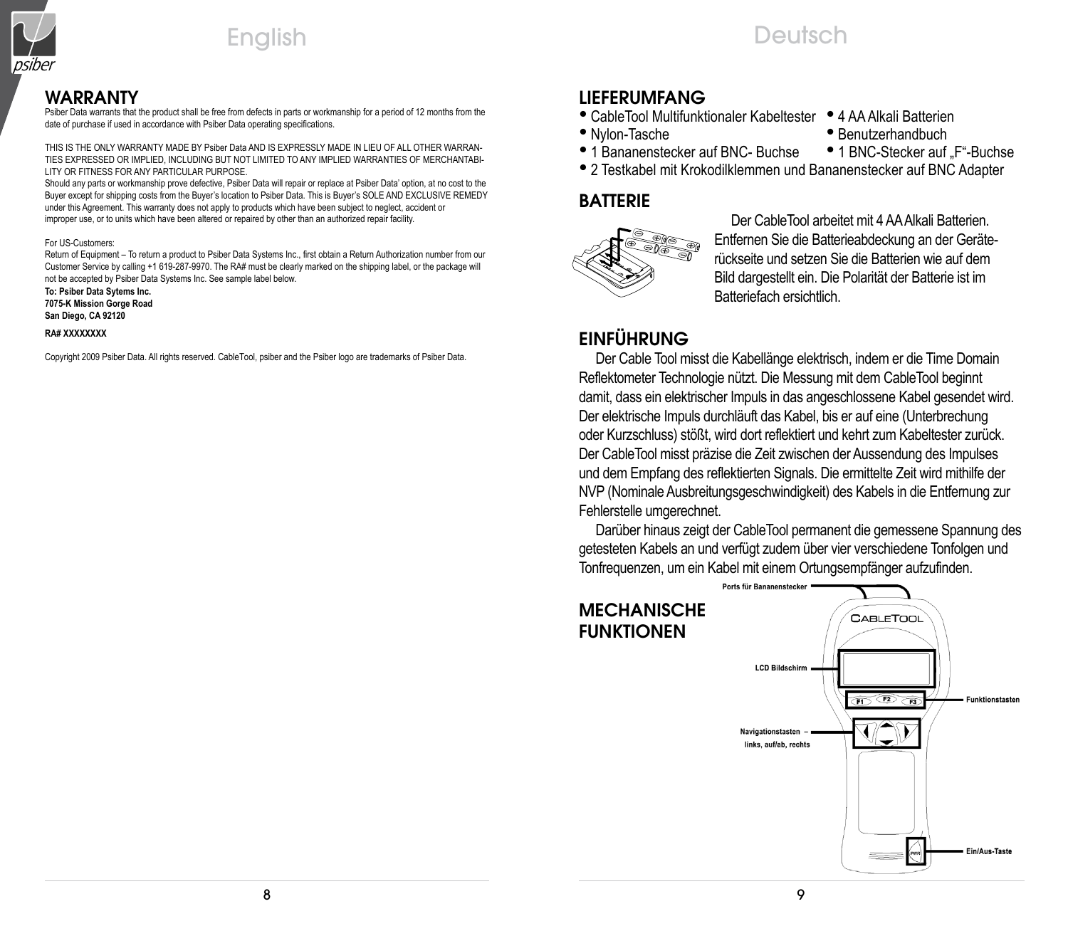## WARRANTY

Psiber Data warrants that the product shall be free from defects in parts or workmanship for a period of 12 months from the date of purchase if used in accordance with Psiber Data operating specifications.

THIS IS THE ONLY WARRANTY MADE BY Psiber Data AND IS EXPRESSLY MADE IN LIEU OF ALL OTHER WARRANTIES EXPRESSED OR IMPLIED, INCLUDING BUT NOT LIMITED TO ANY IMPLIED WARRANTIES OF MERCHANTABILITY OR FITNESS FOR ANY PARTICULAR PURPOSE.
Should any parts or workmanship prove defective, Psiber Data will repair or replace at Psiber Data' option, at no cost to the Buyer except for shipping costs from the Buyer's location to Psiber Data. This is Buyer's SOLE AND EXCLUSIVE REMEDY under this Agreement. This warranty does not apply to products which have been subject to neglect, accident or improper use, or to units which have been altered or repaired by other than an authorized repair facility.

For US-Customers:
Return of Equipment – To return a product to Psiber Data Systems Inc., first obtain a Return Authorization number from our Customer Service by calling +1 619-287-9970. The RA# must be clearly marked on the shipping label, or the package will not be accepted by Psiber Data Systems Inc. See sample label below.

**To: Psiber Data Sytems Inc.**
**7075-K Mission Gorge Road**
**San Diego, CA 92120**

**RA# XXXXXXXX**

Copyright 2009 Psiber Data. All rights reserved. CableTool, psiber and the Psiber logo are trademarks of Psiber Data.

## LIEFERUMFANG

- CableTool Multifunktionaler Kabeltester
- 4 AA Alkali Batterien
- Nylon-Tasche
- Benutzerhandbuch
- 1 Bananenstecker auf BNC- Buchse
- 1 BNC-Stecker auf „F"-Buchse
- 2 Testkabel mit Krokodilklemmen und Bananenstecker auf BNC Adapter

## BATTERIE

Der CableTool arbeitet mit 4 AA Alkali Batterien. Entfernen Sie die Batterieabdeckung an der Geräterückseite und setzen Sie die Batterien wie auf dem Bild dargestellt ein. Die Polarität der Batterie ist im Batteriefach ersichtlich.

## EINFÜHRUNG

Der Cable Tool misst die Kabellänge elektrisch, indem er die Time Domain Reflektometer Technologie nützt. Die Messung mit dem CableTool beginnt damit, dass ein elektrischer Impuls in das angeschlossene Kabel gesendet wird. Der elektrische Impuls durchläuft das Kabel, bis er auf eine (Unterbrechung oder Kurzschluss) stößt, wird dort reflektiert und kehrt zum Kabeltester zurück. Der CableTool misst präzise die Zeit zwischen der Aussendung des Impulses und dem Empfang des reflektierten Signals. Die ermittelte Zeit wird mithilfe der NVP (Nominale Ausbreitungsgeschwindigkeit) des Kabels in die Entfernung zur Fehlerstelle umgerechnet.

Darüber hinaus zeigt der CableTool permanent die gemessene Spannung des getesteten Kabels an und verfügt zudem über vier verschiedene Tonfolgen und Tonfrequenzen, um ein Kabel mit einem Ortungsempfänger aufzufinden.

## MECHANISCHE FUNKTIONEN

Ports für Bananenstecker
LCD Bildschirm
Funktionstasten
Navigationstasten – links, auf/ab, rechts
Ein/Aus-Taste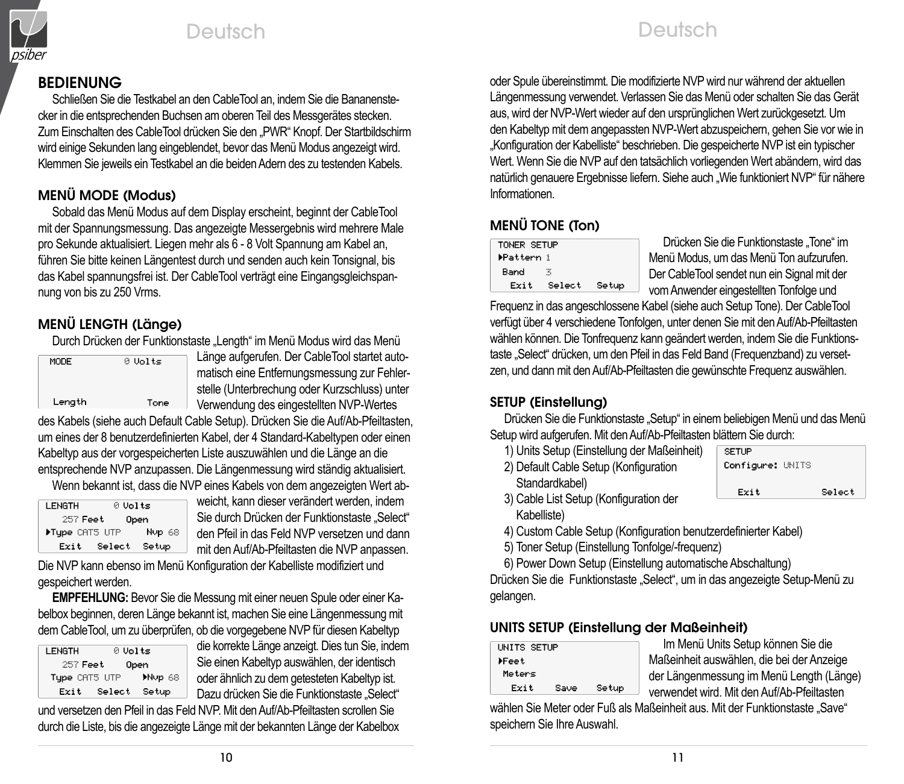## BEDIENUNG

Schließen Sie die Testkabel an den CableTool an, indem Sie die Bananenstecker in die entsprechenden Buchsen am oberen Teil des Messgerätes stecken. Zum Einschalten des CableTool drücken Sie den „PWR" Knopf. Der Startbildschirm wird einige Sekunden lang eingeblendet, bevor das Menü Modus angezeigt wird. Klemmen Sie jeweils ein Testkabel an die beiden Adern des zu testenden Kabels.

## MENÜ MODE (Modus)

Sobald das Menü Modus auf dem Display erscheint, beginnt der CableTool mit der Spannungsmessung. Das angezeigte Messergebnis wird mehrere Male pro Sekunde aktualisiert. Liegen mehr als 6 - 8 Volt Spannung am Kabel an, führen Sie bitte keinen Längentest durch und senden auch kein Tonsignal, bis das Kabel spannungsfrei ist. Der CableTool verträgt eine Eingangsgleichspannung von bis zu 250 Vrms.

## MENÜ LENGTH (Länge)

Durch Drücken der Funktionstaste „Length" im Menü Modus wird das Menü

```
MODE          0 Volts


 Length          Tone
```

Länge aufgerufen. Der CableTool startet automatisch eine Entfernungsmessung zur Fehlerstelle (Unterbrechung oder Kurzschluss) unter Verwendung des eingestellten NVP-Wertes des Kabels (siehe auch Default Cable Setup). Drücken Sie die Auf/Ab-Pfeiltasten, um eines der 8 benutzerdefinierten Kabel, der 4 Standard-Kabeltypen oder einen Kabeltyp aus der vorgespeicherten Liste auszuwählen und die Länge an die entsprechende NVP anzupassen. Die Längenmessung wird ständig aktualisiert.

Wenn bekannt ist, dass die NVP eines Kabels von dem angezeigten Wert ab-

```
LENGTH        0 Volts
   257 Feet     Open
▶Type CAT5 UTP    Nvp 68
  Exit   Select   Setup
```

weicht, kann dieser verändert werden, indem Sie durch Drücken der Funktionstaste „Select" den Pfeil in das Feld NVP versetzen und dann mit den Auf/Ab-Pfeiltasten die NVP anpassen. Die NVP kann ebenso im Menü Konfiguration der Kabelliste modifiziert und gespeichert werden.

**EMPFEHLUNG:** Bevor Sie die Messung mit einer neuen Spule oder einer Kabelbox beginnen, deren Länge bekannt ist, machen Sie eine Längenmessung mit dem CableTool, um zu überprüfen, ob die vorgegebene NVP für diesen Kabeltyp

```
LENGTH        0 Volts
   257 Feet     Open
 Type CAT5 UTP   ▶Nvp 68
  Exit   Select   Setup
```

die korrekte Länge anzeigt. Dies tun Sie, indem Sie einen Kabeltyp auswählen, der identisch oder ähnlich zu dem getesteten Kabeltyp ist. Dazu drücken Sie die Funktionstaste „Select" und versetzen den Pfeil in das Feld NVP. Mit den Auf/Ab-Pfeiltasten scrollen Sie durch die Liste, bis die angezeigte Länge mit der bekannten Länge der Kabelbox oder Spule übereinstimmt. Die modifizierte NVP wird nur während der aktuellen Längenmessung verwendet. Verlassen Sie das Menü oder schalten Sie das Gerät aus, wird der NVP-Wert wieder auf den ursprünglichen Wert zurückgesetzt. Um den Kabeltyp mit dem angepassten NVP-Wert abzuspeichern, gehen Sie vor wie in „Konfiguration der Kabelliste" beschrieben. Die gespeicherte NVP ist ein typischer Wert. Wenn Sie die NVP auf den tatsächlich vorliegenden Wert abändern, wird das natürlich genauere Ergebnisse liefern. Siehe auch „Wie funktioniert NVP" für nähere Informationen.

## MENÜ TONE (Ton)

```
TONER SETUP
▶Pattern 1
 Band    3
  Exit   Select   Setup
```

Drücken Sie die Funktionstaste „Tone" im Menü Modus, um das Menü Ton aufzurufen. Der CableTool sendet nun ein Signal mit der vom Anwender eingestellten Tonfolge und Frequenz in das angeschlossene Kabel (siehe auch Setup Tone). Der CableTool verfügt über 4 verschiedene Tonfolgen, unter denen Sie mit den Auf/Ab-Pfeiltasten wählen können. Die Tonfrequenz kann geändert werden, indem Sie die Funktionstaste „Select" drücken, um den Pfeil in das Feld Band (Frequenzband) zu versetzen, und dann mit den Auf/Ab-Pfeiltasten die gewünschte Frequenz auswählen.

## SETUP (Einstellung)

Drücken Sie die Funktionstaste „Setup" in einem beliebigen Menü und das Menü Setup wird aufgerufen. Mit den Auf/Ab-Pfeiltasten blättern Sie durch:

```
SETUP
Configure: UNITS

  Exit            Select
```

1) Units Setup (Einstellung der Maßeinheit)
2) Default Cable Setup (Konfiguration Standardkabel)
3) Cable List Setup (Konfiguration der Kabelliste)
4) Custom Cable Setup (Konfiguration benutzerdefinierter Kabel)
5) Toner Setup (Einstellung Tonfolge/-frequenz)
6) Power Down Setup (Einstellung automatische Abschaltung)

Drücken Sie die Funktionstaste „Select", um in das angezeigte Setup-Menü zu gelangen.

## UNITS SETUP (Einstellung der Maßeinheit)

```
UNITS SETUP
▶Feet
 Meters
  Exit    Save    Setup
```

Im Menü Units Setup können Sie die Maßeinheit auswählen, die bei der Anzeige der Längenmessung im Menü Length (Länge) verwendet wird. Mit den Auf/Ab-Pfeiltasten wählen Sie Meter oder Fuß als Maßeinheit aus. Mit der Funktionstaste „Save" speichern Sie Ihre Auswahl.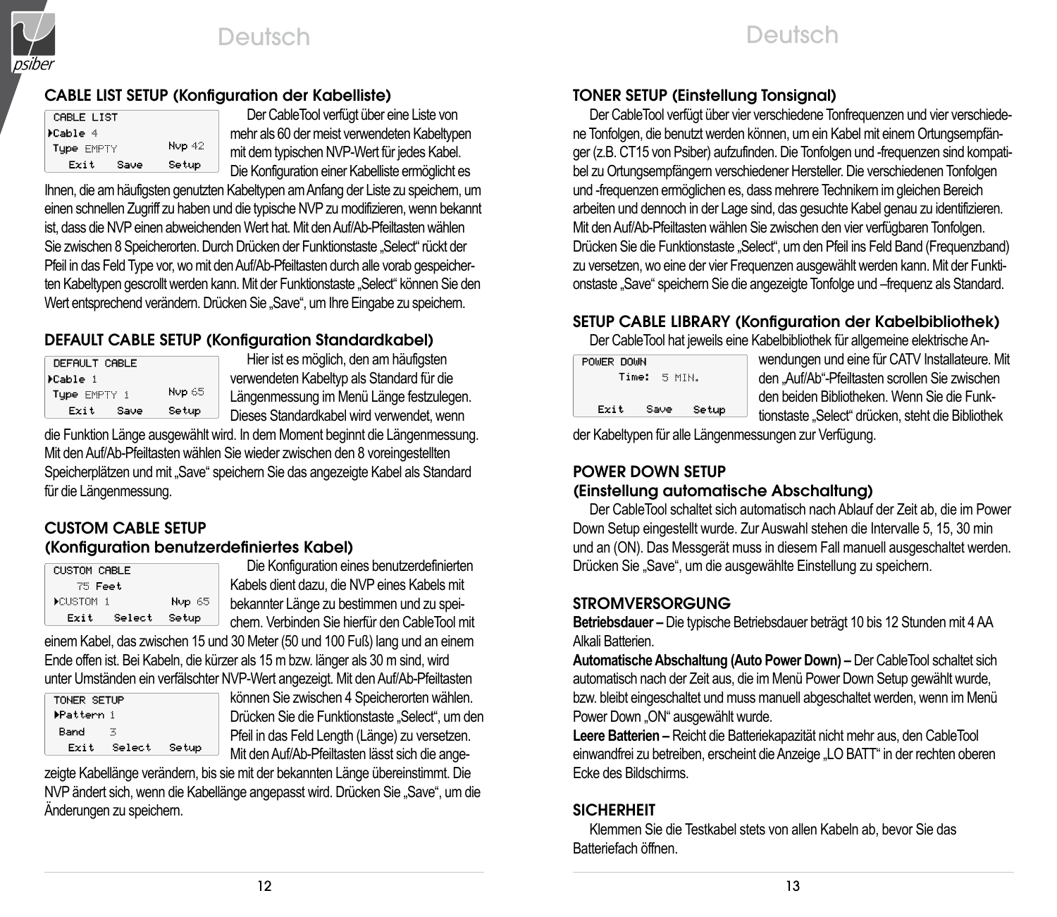## CABLE LIST SETUP (Konfiguration der Kabelliste)

```
CABLE LIST
▶Cable 4
Type EMPTY        Nvp 42
  Exit    Save    Setup
```

Der CableTool verfügt über eine Liste von mehr als 60 der meist verwendeten Kabeltypen mit dem typischen NVP-Wert für jedes Kabel. Die Konfiguration einer Kabelliste ermöglicht es Ihnen, die am häufigsten genutzten Kabeltypen am Anfang der Liste zu speichern, um einen schnellen Zugriff zu haben und die typische NVP zu modifizieren, wenn bekannt ist, dass die NVP einen abweichenden Wert hat. Mit den Auf/Ab-Pfeiltasten wählen Sie zwischen 8 Speicherorten. Durch Drücken der Funktionstaste „Select" rückt der Pfeil in das Feld Type vor, wo mit den Auf/Ab-Pfeiltasten durch alle vorab gespeicherten Kabeltypen gescrollt werden kann. Mit der Funktionstaste „Select" können Sie den Wert entsprechend verändern. Drücken Sie „Save", um Ihre Eingabe zu speichern.

## DEFAULT CABLE SETUP (Konfiguration Standardkabel)

```
DEFAULT CABLE
▶Cable 1
Type EMPTY 1      Nvp 65
  Exit    Save    Setup
```

Hier ist es möglich, den am häufigsten verwendeten Kabeltyp als Standard für die Längenmessung im Menü Länge festzulegen. Dieses Standardkabel wird verwendet, wenn die Funktion Länge ausgewählt wird. In dem Moment beginnt die Längenmessung. Mit den Auf/Ab-Pfeiltasten wählen Sie wieder zwischen den 8 voreingestellten Speicherplätzen und mit „Save" speichern Sie das angezeigte Kabel als Standard für die Längenmessung.

## CUSTOM CABLE SETUP (Konfiguration benutzerdefiniertes Kabel)

```
CUSTOM CABLE
   75 Feet
▶CUSTOM 1         Nvp 65
  Exit   Select   Setup
```

Die Konfiguration eines benutzerdefinierten Kabels dient dazu, die NVP eines Kabels mit bekannter Länge zu bestimmen und zu speichern. Verbinden Sie hierfür den CableTool mit einem Kabel, das zwischen 15 und 30 Meter (50 und 100 Fuß) lang und an einem Ende offen ist. Bei Kabeln, die kürzer als 15 m bzw. länger als 30 m sind, wird unter Umständen ein verfälschter NVP-Wert angezeigt. Mit den Auf/Ab-Pfeiltasten können Sie zwischen 4 Speicherorten wählen. Drücken Sie die Funktionstaste „Select", um den Pfeil in das Feld Length (Länge) zu versetzen. Mit den Auf/Ab-Pfeiltasten lässt sich die angezeigte Kabellänge verändern, bis sie mit der bekannten Länge übereinstimmt. Die NVP ändert sich, wenn die Kabellänge angepasst wird. Drücken Sie „Save", um die Änderungen zu speichern.

```
TONER SETUP
▶Pattern 1
 Band    3
  Exit   Select   Setup
```

## TONER SETUP (Einstellung Tonsignal)

Der CableTool verfügt über vier verschiedene Tonfrequenzen und vier verschiedene Tonfolgen, die benutzt werden können, um ein Kabel mit einem Ortungsempfänger (z.B. CT15 von Psiber) aufzufinden. Die Tonfolgen und -frequenzen sind kompatibel zu Ortungsempfängern verschiedener Hersteller. Die verschiedenen Tonfolgen und -frequenzen ermöglichen es, dass mehrere Technikern im gleichen Bereich arbeiten und dennoch in der Lage sind, das gesuchte Kabel genau zu identifizieren. Mit den Auf/Ab-Pfeiltasten wählen Sie zwischen den vier verfügbaren Tonfolgen. Drücken Sie die Funktionstaste „Select", um den Pfeil ins Feld Band (Frequenzband) zu versetzen, wo eine der vier Frequenzen ausgewählt werden kann. Mit der Funktionstaste „Save" speichern Sie die angezeigte Tonfolge und –frequenz als Standard.

## SETUP CABLE LIBRARY (Konfiguration der Kabelbibliothek)

Der CableTool hat jeweils eine Kabelbibliothek für allgemeine elektrische Anwendungen und eine für CATV Installateure. Mit den „Auf/Ab"-Pfeiltasten scrollen Sie zwischen den beiden Bibliotheken. Wenn Sie die Funktionstaste „Select" drücken, steht die Bibliothek der Kabeltypen für alle Längenmessungen zur Verfügung.

```
POWER DOWN
   Time:  5 MIN.

  Exit    Save    Setup
```

## POWER DOWN SETUP (Einstellung automatische Abschaltung)

Der CableTool schaltet sich automatisch nach Ablauf der Zeit ab, die im Power Down Setup eingestellt wurde. Zur Auswahl stehen die Intervalle 5, 15, 30 min und an (ON). Das Messgerät muss in diesem Fall manuell ausgeschaltet werden. Drücken Sie „Save", um die ausgewählte Einstellung zu speichern.

## STROMVERSORGUNG

**Betriebsdauer –** Die typische Betriebsdauer beträgt 10 bis 12 Stunden mit 4 AA Alkali Batterien.

**Automatische Abschaltung (Auto Power Down) –** Der CableTool schaltet sich automatisch nach der Zeit aus, die im Menü Power Down Setup gewählt wurde, bzw. bleibt eingeschaltet und muss manuell abgeschaltet werden, wenn im Menü Power Down „ON" ausgewählt wurde.

**Leere Batterien –** Reicht die Batteriekapazität nicht mehr aus, den CableTool einwandfrei zu betreiben, erscheint die Anzeige „LO BATT" in der rechten oberen Ecke des Bildschirms.

## SICHERHEIT

Klemmen Sie die Testkabel stets von allen Kabeln ab, bevor Sie das Batteriefach öffnen.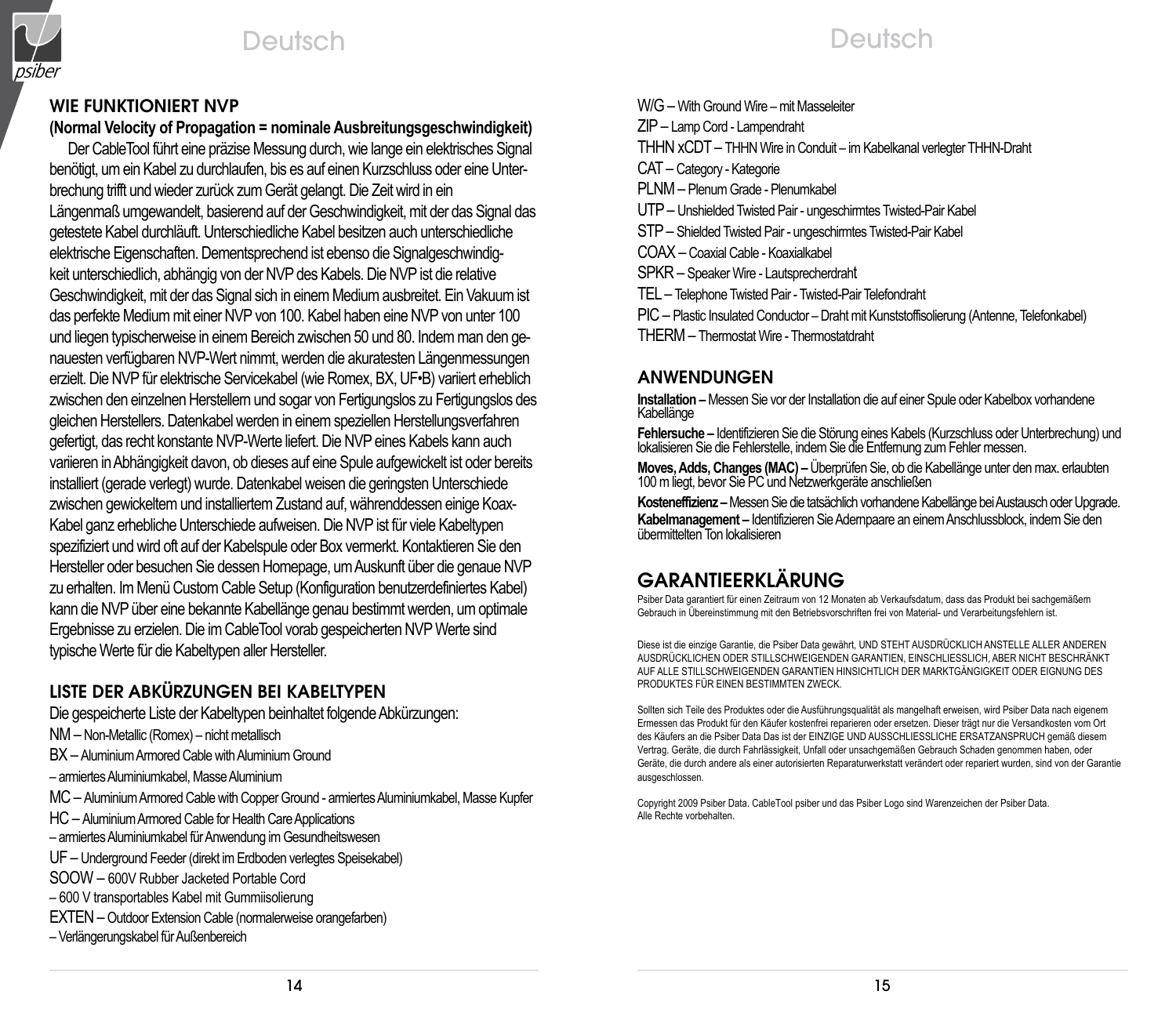## WIE FUNKTIONIERT NVP

**(Normal Velocity of Propagation = nominale Ausbreitungsgeschwindigkeit)**

Der CableTool führt eine präzise Messung durch, wie lange ein elektrisches Signal benötigt, um ein Kabel zu durchlaufen, bis es auf einen Kurzschluss oder eine Unterbrechung trifft und wieder zurück zum Gerät gelangt. Die Zeit wird in ein Längenmaß umgewandelt, basierend auf der Geschwindigkeit, mit der das Signal das getestete Kabel durchläuft. Unterschiedliche Kabel besitzen auch unterschiedliche elektrische Eigenschaften. Dementsprechend ist ebenso die Signalgeschwindigkeit unterschiedlich, abhängig von der NVP des Kabels. Die NVP ist die relative Geschwindigkeit, mit der das Signal sich in einem Medium ausbreitet. Ein Vakuum ist das perfekte Medium mit einer NVP von 100. Kabel haben eine NVP von unter 100 und liegen typischerweise in einem Bereich zwischen 50 und 80. Indem man den genauesten verfügbaren NVP-Wert nimmt, werden die akuratesten Längenmessungen erzielt. Die NVP für elektrische Servicekabel (wie Romex, BX, UF•B) variiert erheblich zwischen den einzelnen Herstellern und sogar von Fertigungslos zu Fertigungslos des gleichen Herstellers. Datenkabel werden in einem speziellen Herstellungsverfahren gefertigt, das recht konstante NVP-Werte liefert. Die NVP eines Kabels kann auch variieren in Abhängigkeit davon, ob dieses auf eine Spule aufgewickelt ist oder bereits installiert (gerade verlegt) wurde. Datenkabel weisen die geringsten Unterschiede zwischen gewickeltem und installiertem Zustand auf, währenddessen einige Koax-Kabel ganz erhebliche Unterschiede aufweisen. Die NVP ist für viele Kabeltypen spezifiziert und wird oft auf der Kabelspule oder Box vermerkt. Kontaktieren Sie den Hersteller oder besuchen Sie dessen Homepage, um Auskunft über die genaue NVP zu erhalten. Im Menü Custom Cable Setup (Konfiguration benutzerdefiniertes Kabel) kann die NVP über eine bekannte Kabellänge genau bestimmt werden, um optimale Ergebnisse zu erzielen. Die im CableTool vorab gespeicherten NVP Werte sind typische Werte für die Kabeltypen aller Hersteller.

## LISTE DER ABKÜRZUNGEN BEI KABELTYPEN

Die gespeicherte Liste der Kabeltypen beinhaltet folgende Abkürzungen:

NM – Non-Metallic (Romex) – nicht metallisch
BX – Aluminium Armored Cable with Aluminium Ground – armiertes Aluminiumkabel, Masse Aluminium
MC – Aluminium Armored Cable with Copper Ground - armiertes Aluminiumkabel, Masse Kupfer
HC – Aluminium Armored Cable for Health Care Applications – armiertes Aluminiumkabel für Anwendung im Gesundheitswesen
UF – Underground Feeder (direkt im Erdboden verlegtes Speisekabel)
SOOW – 600V Rubber Jacketed Portable Cord – 600 V transportables Kabel mit Gummiisolierung
EXTEN – Outdoor Extension Cable (normalerweise orangefarben) – Verlängerungskabel für Außenbereich
W/G – With Ground Wire – mit Masseleiter
ZIP – Lamp Cord - Lampendraht
THHN xCDT – THHN Wire in Conduit – im Kabelkanal verlegter THHN-Draht
CAT – Category - Kategorie
PLNM – Plenum Grade - Plenumkabel
UTP – Unshielded Twisted Pair - ungeschirmtes Twisted-Pair Kabel
STP – Shielded Twisted Pair - ungeschirmtes Twisted-Pair Kabel
COAX – Coaxial Cable - Koaxialkabel
SPKR – Speaker Wire - Lautsprecherdraht
TEL – Telephone Twisted Pair - Twisted-Pair Telefondraht
PIC – Plastic Insulated Conductor – Draht mit Kunststoffisolierung (Antenne, Telefonkabel)
THERM – Thermostat Wire - Thermostatdraht

## ANWENDUNGEN

**Installation –** Messen Sie vor der Installation die auf einer Spule oder Kabelbox vorhandene Kabellänge

**Fehlersuche –** Identifizieren Sie die Störung eines Kabels (Kurzschluss oder Unterbrechung) und lokalisieren Sie die Fehlerstelle, indem Sie die Entfernung zum Fehler messen.

**Moves, Adds, Changes (MAC) –** Überprüfen Sie, ob die Kabellänge unter den max. erlaubten 100 m liegt, bevor Sie PC und Netzwerkgeräte anschließen

**Kosteneffizienz –** Messen Sie die tatsächlich vorhandene Kabellänge bei Austausch oder Upgrade.

**Kabelmanagement –** Identifizieren Sie Adernpaare an einem Anschlussblock, indem Sie den übermittelten Ton lokalisieren

## GARANTIEERKLÄRUNG

Psiber Data garantiert für einen Zeitraum von 12 Monaten ab Verkaufsdatum, dass das Produkt bei sachgemäßem Gebrauch in Übereinstimmung mit den Betriebsvorschriften frei von Material- und Verarbeitungsfehlern ist.

Diese ist die einzige Garantie, die Psiber Data gewährt, UND STEHT AUSDRÜCKLICH ANSTELLE ALLER ANDEREN AUSDRÜCKLICHEN ODER STILLSCHWEIGENDEN GARANTIEN, EINSCHLIESSLICH, ABER NICHT BESCHRÄNKT AUF ALLE STILLSCHWEIGENDEN GARANTIEN HINSICHTLICH DER MARKTGÄNGIGKEIT ODER EIGNUNG DES PRODUKTES FÜR EINEN BESTIMMTEN ZWECK.

Sollten sich Teile des Produktes oder die Ausführungsqualität als mangelhaft erweisen, wird Psiber Data nach eigenem Ermessen das Produkt für den Käufer kostenfrei reparieren oder ersetzen. Dieser trägt nur die Versandkosten vom Ort des Käufers an die Psiber Data Das ist der EINZIGE UND AUSSCHLIESSLICHE ERSATZANSPRUCH gemäß diesem Vertrag. Geräte, die durch Fahrlässigkeit, Unfall oder unsachgemäßen Gebrauch Schaden genommen haben, oder Geräte, die durch andere als einer autorisierten Reparaturwerkstatt verändert oder repariert wurden, sind von der Garantie ausgeschlossen.

Copyright 2009 Psiber Data. CableTool psiber und das Psiber Logo sind Warenzeichen der Psiber Data.
Alle Rechte vorbehalten.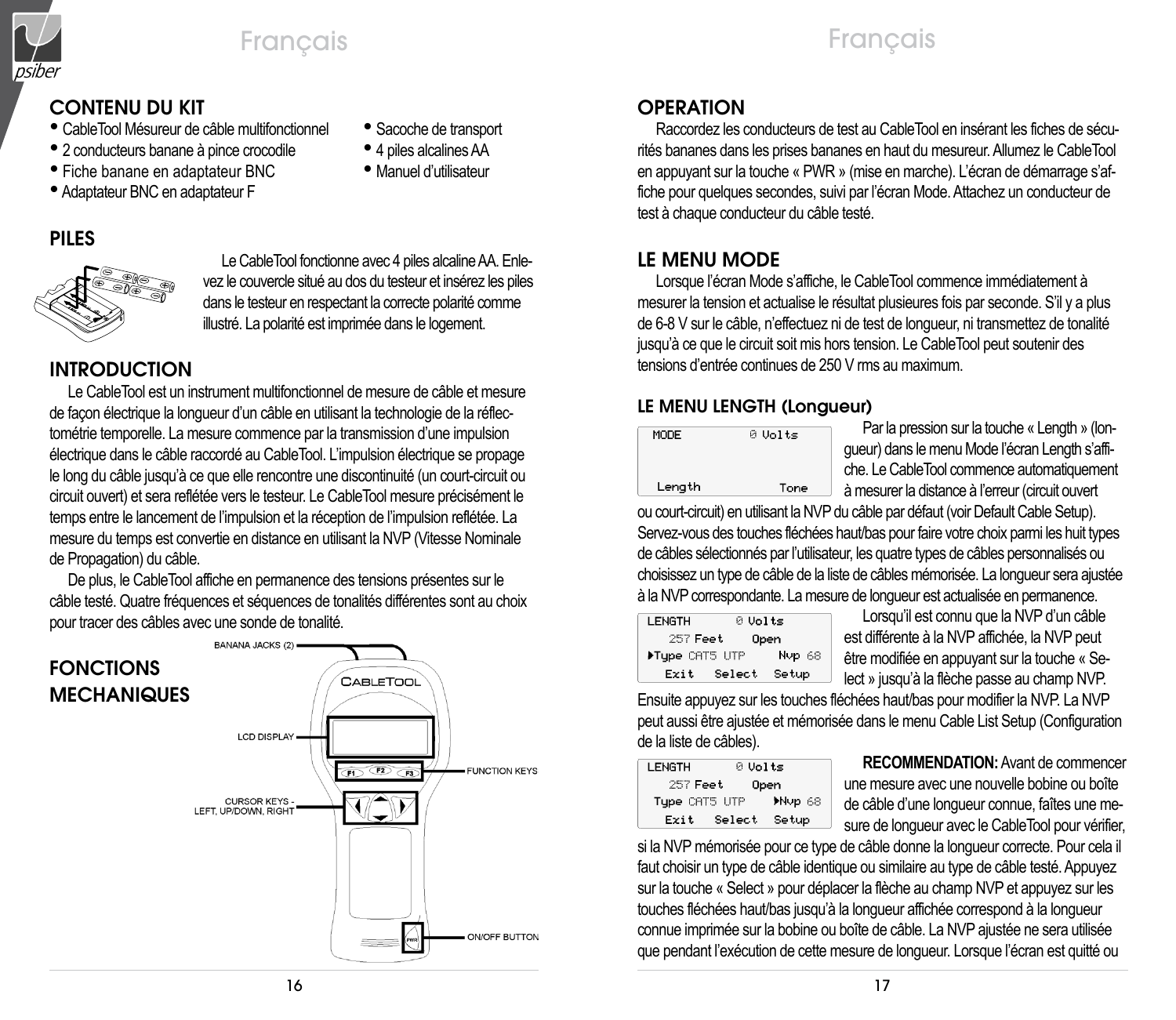## CONTENU DU KIT

- CableTool Mésureur de câble multifonctionnel
- 2 conducteurs banane à pince crocodile
- Fiche banane en adaptateur BNC
- Adaptateur BNC en adaptateur F
- Sacoche de transport
- 4 piles alcalines AA
- Manuel d'utilisateur

## PILES

Le CableTool fonctionne avec 4 piles alcaline AA. Enlevez le couvercle situé au dos du testeur et insérez les piles dans le testeur en respectant la correcte polarité comme illustré. La polarité est imprimée dans le logement.

## INTRODUCTION

Le CableTool est un instrument multifonctionnel de mesure de câble et mesure de façon électrique la longueur d'un câble en utilisant la technologie de la réflectométrie temporelle. La mesure commence par la transmission d'une impulsion électrique dans le câble raccordé au CableTool. L'impulsion électrique se propage le long du câble jusqu'à ce que elle rencontre une discontinuité (un court-circuit ou circuit ouvert) et sera reflétée vers le testeur. Le CableTool mesure précisément le temps entre le lancement de l'impulsion et la réception de l'impulsion reflétée. La mesure du temps est convertie en distance en utilisant la NVP (Vitesse Nominale de Propagation) du câble.

De plus, le CableTool affiche en permanence des tensions présentes sur le câble testé. Quatre fréquences et séquences de tonalités différentes sont au choix pour tracer des câbles avec une sonde de tonalité.

## FONCTIONS MECHANIQUES

BANANA JACKS (2)

LCD DISPLAY

FUNCTION KEYS

CURSOR KEYS - LEFT, UP/DOWN, RIGHT

ON/OFF BUTTON

## OPERATION

Raccordez les conducteurs de test au CableTool en insérant les fiches de sécurités bananes dans les prises bananes en haut du mesureur. Allumez le CableTool en appuyant sur la touche « PWR » (mise en marche). L'écran de démarrage s'affiche pour quelques secondes, suivi par l'écran Mode. Attachez un conducteur de test à chaque conducteur du câble testé.

## LE MENU MODE

Lorsque l'écran Mode s'affiche, le CableTool commence immédiatement à mesurer la tension et actualise le résultat plusieures fois par seconde. S'il y a plus de 6-8 V sur le câble, n'effectuez ni de test de longueur, ni transmettez de tonalité jusqu'à ce que le circuit soit mis hors tension. Le CableTool peut soutenir des tensions d'entrée continues de 250 V rms au maximum.

### LE MENU LENGTH (Longueur)

```
MODE          0 Volts

Length           Tone
```

Par la pression sur la touche « Length » (longueur) dans le menu Mode l'écran Length s'affiche. Le CableTool commence automatiquement à mesurer la distance à l'erreur (circuit ouvert ou court-circuit) en utilisant la NVP du câble par défaut (voir Default Cable Setup). Servez-vous des touches fléchées haut/bas pour faire votre choix parmi les huit types de câbles sélectionnés par l'utilisateur, les quatre types de câbles personnalisés ou choisissez un type de câble de la liste de câbles mémorisée. La longueur sera ajustée à la NVP correspondante. La mesure de longueur est actualisée en permanence.

```
LENGTH       0 Volts
  257 Feet    Open
▸Type CAT5 UTP   Nvp 68
  Exit   Select  Setup
```

Lorsqu'il est connu que la NVP d'un câble est différente à la NVP affichée, la NVP peut être modifiée en appuyant sur la touche « Select » jusqu'à la flèche passe au champ NVP. Ensuite appuyez sur les touches fléchées haut/bas pour modifier la NVP. La NVP peut aussi être ajustée et mémorisée dans le menu Cable List Setup (Configuration de la liste de câbles).

```
LENGTH       0 Volts
  257 Feet    Open
 Type CAT5 UTP  ▸Nvp 68
  Exit   Select  Setup
```

**RECOMMENDATION:** Avant de commencer une mesure avec une nouvelle bobine ou boîte de câble d'une longueur connue, faîtes une mesure de longueur avec le CableTool pour vérifier, si la NVP mémorisée pour ce type de câble donne la longueur correcte. Pour cela il faut choisir un type de câble identique ou similaire au type de câble testé. Appuyez sur la touche « Select » pour déplacer la flèche au champ NVP et appuyez sur les touches fléchées haut/bas jusqu'à la longueur affichée correspond à la longueur connue imprimée sur la bobine ou boîte de câble. La NVP ajustée ne sera utilisée que pendant l'exécution de cette mesure de longueur. Lorsque l'écran est quitté ou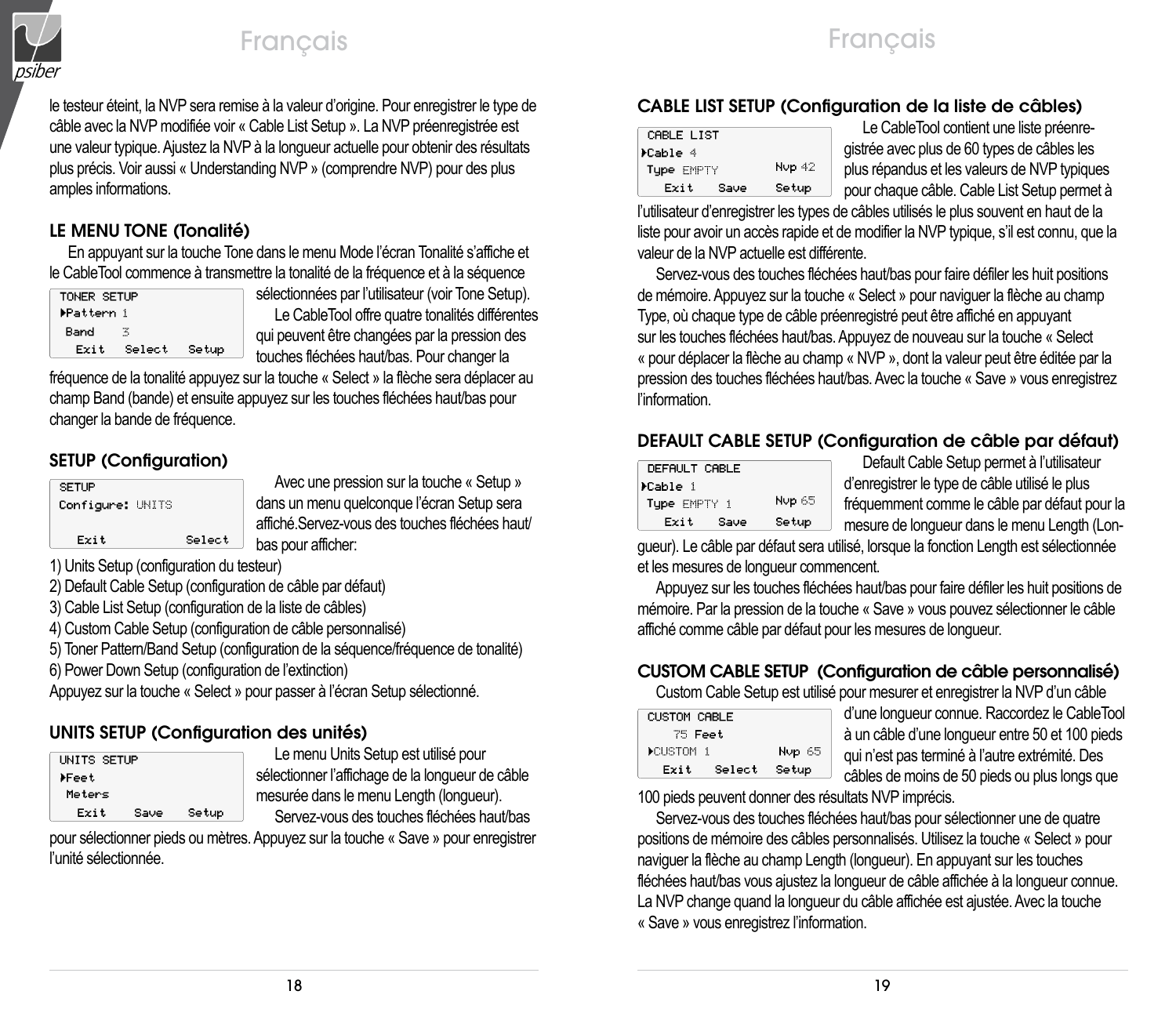le testeur éteint, la NVP sera remise à la valeur d'origine. Pour enregistrer le type de câble avec la NVP modifiée voir « Cable List Setup ». La NVP préenregistrée est une valeur typique. Ajustez la NVP à la longueur actuelle pour obtenir des résultats plus précis. Voir aussi « Understanding NVP » (comprendre NVP) pour des plus amples informations.

## LE MENU TONE (Tonalité)

En appuyant sur la touche Tone dans le menu Mode l'écran Tonalité s'affiche et le CableTool commence à transmettre la tonalité de la fréquence et à la séquence sélectionnées par l'utilisateur (voir Tone Setup).

```
TONER SETUP
▸Pattern 1
 Band    3
  Exit   Select   Setup
```

Le CableTool offre quatre tonalités différentes qui peuvent être changées par la pression des touches fléchées haut/bas. Pour changer la fréquence de la tonalité appuyez sur la touche « Select » la flèche sera déplacer au champ Band (bande) et ensuite appuyez sur les touches fléchées haut/bas pour changer la bande de fréquence.

## SETUP (Configuration)

```
SETUP
Configure: UNITS

  Exit            Select
```

Avec une pression sur la touche « Setup » dans un menu quelconque l'écran Setup sera affiché.Servez-vous des touches fléchées haut/bas pour afficher:

1) Units Setup (configuration du testeur)
2) Default Cable Setup (configuration de câble par défaut)
3) Cable List Setup (configuration de la liste de câbles)
4) Custom Cable Setup (configuration de câble personnalisé)
5) Toner Pattern/Band Setup (configuration de la séquence/fréquence de tonalité)
6) Power Down Setup (configuration de l'extinction)

Appuyez sur la touche « Select » pour passer à l'écran Setup sélectionné.

## UNITS SETUP (Configuration des unités)

```
UNITS SETUP
▸Feet
 Meters
  Exit    Save    Setup
```

Le menu Units Setup est utilisé pour sélectionner l'affichage de la longueur de câble mesurée dans le menu Length (longueur).

Servez-vous des touches fléchées haut/bas pour sélectionner pieds ou mètres. Appuyez sur la touche « Save » pour enregistrer l'unité sélectionnée.

## CABLE LIST SETUP (Configuration de la liste de câbles)

```
CABLE LIST
▸Cable 4
 Type EMPTY          Nvp 42
  Exit    Save    Setup
```

Le CableTool contient une liste préenregistrée avec plus de 60 types de câbles les plus répandus et les valeurs de NVP typiques pour chaque câble. Cable List Setup permet à l'utilisateur d'enregistrer les types de câbles utilisés le plus souvent en haut de la liste pour avoir un accès rapide et de modifier la NVP typique, s'il est connu, que la valeur de la NVP actuelle est différente.

Servez-vous des touches fléchées haut/bas pour faire défiler les huit positions de mémoire. Appuyez sur la touche « Select » pour naviguer la flèche au champ Type, où chaque type de câble préenregistré peut être affiché en appuyant sur les touches fléchées haut/bas. Appuyez de nouveau sur la touche « Select « pour déplacer la flèche au champ « NVP », dont la valeur peut être éditée par la pression des touches fléchées haut/bas. Avec la touche « Save » vous enregistrez l'information.

## DEFAULT CABLE SETUP (Configuration de câble par défaut)

```
DEFAULT CABLE
▸Cable 1
 Type EMPTY 1        Nvp 65
  Exit    Save    Setup
```

Default Cable Setup permet à l'utilisateur d'enregistrer le type de câble utilisé le plus fréquemment comme le câble par défaut pour la mesure de longueur dans le menu Length (Longueur). Le câble par défaut sera utilisé, lorsque la fonction Length est sélectionnée et les mesures de longueur commencent.

Appuyez sur les touches fléchées haut/bas pour faire défiler les huit positions de mémoire. Par la pression de la touche « Save » vous pouvez sélectionner le câble affiché comme câble par défaut pour les mesures de longueur.

## CUSTOM CABLE SETUP (Configuration de câble personnalisé)

Custom Cable Setup est utilisé pour mesurer et enregistrer la NVP d'un câble d'une longueur connue. Raccordez le CableTool à un câble d'une longueur entre 50 et 100 pieds qui n'est pas terminé à l'autre extrémité. Des câbles de moins de 50 pieds ou plus longs que 100 pieds peuvent donner des résultats NVP imprécis.

```
CUSTOM CABLE
    75 Feet
▸CUSTOM 1            Nvp 65
  Exit   Select   Setup
```

Servez-vous des touches fléchées haut/bas pour sélectionner une de quatre positions de mémoire des câbles personnalisés. Utilisez la touche « Select » pour naviguer la flèche au champ Length (longueur). En appuyant sur les touches fléchées haut/bas vous ajustez la longueur de câble affichée à la longueur connue. La NVP change quand la longueur du câble affichée est ajustée. Avec la touche « Save » vous enregistrez l'information.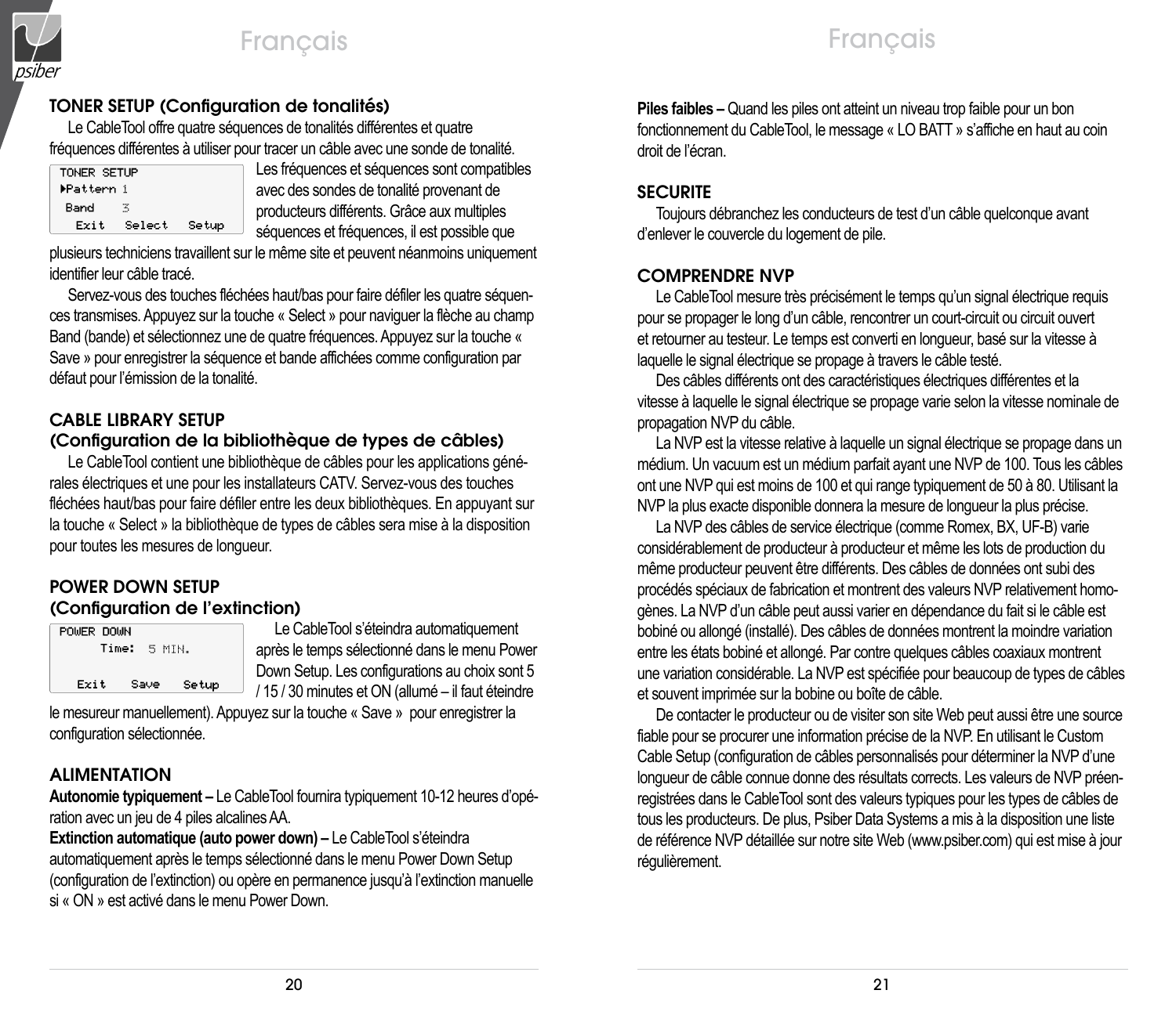## TONER SETUP (Configuration de tonalités)

Le CableTool offre quatre séquences de tonalités différentes et quatre fréquences différentes à utiliser pour tracer un câble avec une sonde de tonalité.

```
TONER SETUP
▶Pattern 1
 Band    3
  Exit   Select   Setup
```

Les fréquences et séquences sont compatibles avec des sondes de tonalité provenant de producteurs différents. Grâce aux multiples séquences et fréquences, il est possible que plusieurs techniciens travaillent sur le même site et peuvent néanmoins uniquement identifier leur câble tracé.

Servez-vous des touches fléchées haut/bas pour faire défiler les quatre séquences transmises. Appuyez sur la touche « Select » pour naviguer la flèche au champ Band (bande) et sélectionnez une de quatre fréquences. Appuyez sur la touche « Save » pour enregistrer la séquence et bande affichées comme configuration par défaut pour l'émission de la tonalité.

## CABLE LIBRARY SETUP (Configuration de la bibliothèque de types de câbles)

Le CableTool contient une bibliothèque de câbles pour les applications générales électriques et une pour les installateurs CATV. Servez-vous des touches fléchées haut/bas pour faire défiler entre les deux bibliothèques. En appuyant sur la touche « Select » la bibliothèque de types de câbles sera mise à la disposition pour toutes les mesures de longueur.

## POWER DOWN SETUP (Configuration de l'extinction)

```
POWER DOWN
      Time:  5 MIN.

  Exit    Save    Setup
```

Le CableTool s'éteindra automatiquement après le temps sélectionné dans le menu Power Down Setup. Les configurations au choix sont 5 / 15 / 30 minutes et ON (allumé – il faut éteindre le mesureur manuellement). Appuyez sur la touche « Save » pour enregistrer la configuration sélectionnée.

## ALIMENTATION

**Autonomie typiquement –** Le CableTool fournira typiquement 10-12 heures d'opération avec un jeu de 4 piles alcalines AA.

**Extinction automatique (auto power down) –** Le CableTool s'éteindra automatiquement après le temps sélectionné dans le menu Power Down Setup (configuration de l'extinction) ou opère en permanence jusqu'à l'extinction manuelle si « ON » est activé dans le menu Power Down.

**Piles faibles –** Quand les piles ont atteint un niveau trop faible pour un bon fonctionnement du CableTool, le message « LO BATT » s'affiche en haut au coin droit de l'écran.

## SECURITE

Toujours débranchez les conducteurs de test d'un câble quelconque avant d'enlever le couvercle du logement de pile.

## COMPRENDRE NVP

Le CableTool mesure très précisément le temps qu'un signal électrique requis pour se propager le long d'un câble, rencontrer un court-circuit ou circuit ouvert et retourner au testeur. Le temps est converti en longueur, basé sur la vitesse à laquelle le signal électrique se propage à travers le câble testé.

Des câbles différents ont des caractéristiques électriques différentes et la vitesse à laquelle le signal électrique se propage varie selon la vitesse nominale de propagation NVP du câble.

La NVP est la vitesse relative à laquelle un signal électrique se propage dans un médium. Un vacuum est un médium parfait ayant une NVP de 100. Tous les câbles ont une NVP qui est moins de 100 et qui range typiquement de 50 à 80. Utilisant la NVP la plus exacte disponible donnera la mesure de longueur la plus précise.

La NVP des câbles de service électrique (comme Romex, BX, UF-B) varie considérablement de producteur à producteur et même les lots de production du même producteur peuvent être différents. Des câbles de données ont subi des procédés spéciaux de fabrication et montrent des valeurs NVP relativement homogènes. La NVP d'un câble peut aussi varier en dépendance du fait si le câble est bobiné ou allongé (installé). Des câbles de données montrent la moindre variation entre les états bobiné et allongé. Par contre quelques câbles coaxiaux montrent une variation considérable. La NVP est spécifiée pour beaucoup de types de câbles et souvent imprimée sur la bobine ou boîte de câble.

De contacter le producteur ou de visiter son site Web peut aussi être une source fiable pour se procurer une information précise de la NVP. En utilisant le Custom Cable Setup (configuration de câbles personnalisés pour déterminer la NVP d'une longueur de câble connue donne des résultats corrects. Les valeurs de NVP préenregistrées dans le CableTool sont des valeurs typiques pour les types de câbles de tous les producteurs. De plus, Psiber Data Systems a mis à la disposition une liste de référence NVP détaillée sur notre site Web (www.psiber.com) qui est mise à jour régulièrement.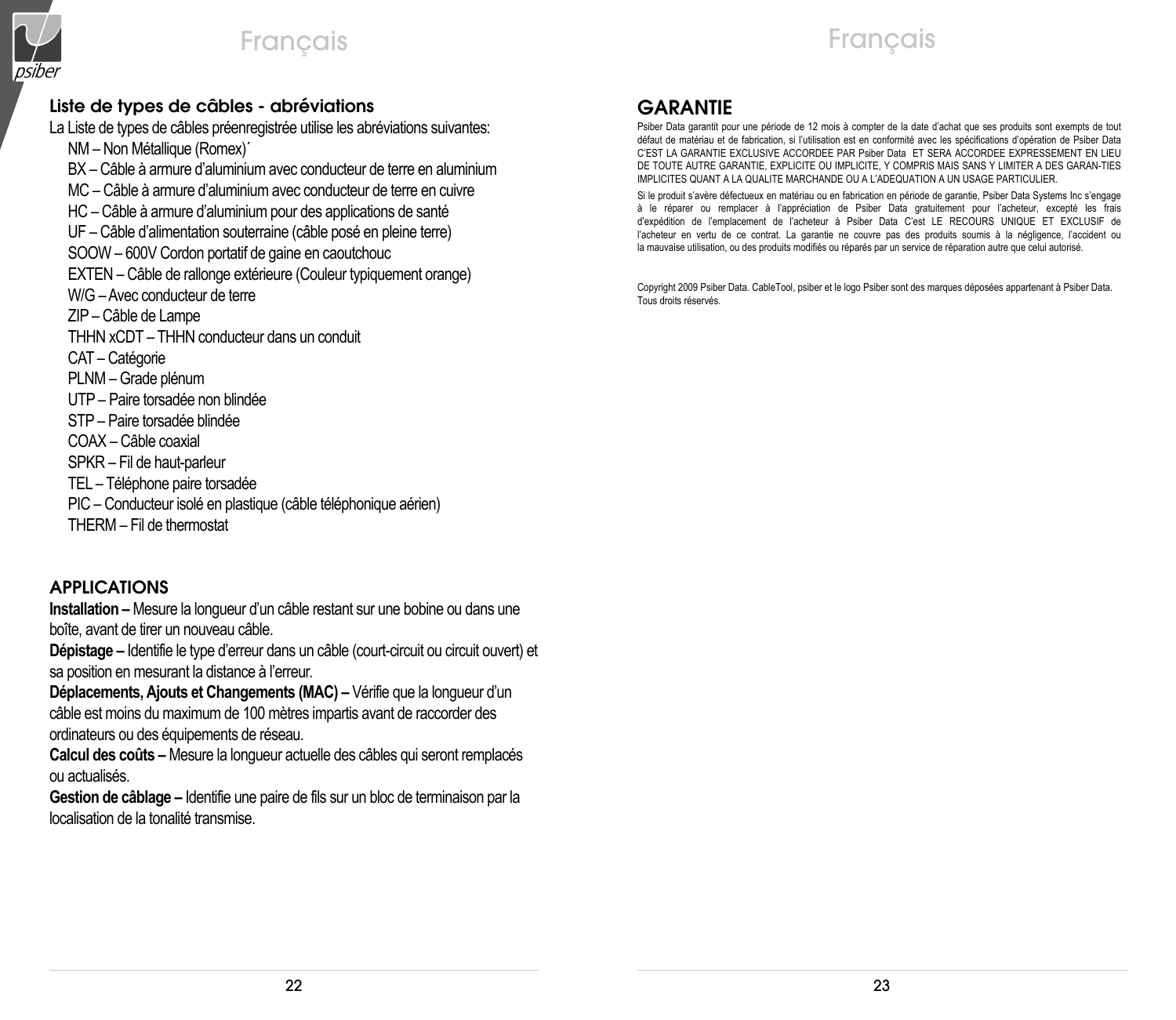## Liste de types de câbles - abréviations

La Liste de types de câbles préenregistrée utilise les abréviations suivantes:

- NM – Non Métallique (Romex)´
- BX – Câble à armure d'aluminium avec conducteur de terre en aluminium
- MC – Câble à armure d'aluminium avec conducteur de terre en cuivre
- HC – Câble à armure d'aluminium pour des applications de santé
- UF – Câble d'alimentation souterraine (câble posé en pleine terre)
- SOOW – 600V Cordon portatif de gaine en caoutchouc
- EXTEN – Câble de rallonge extérieure (Couleur typiquement orange)
- W/G – Avec conducteur de terre
- ZIP – Câble de Lampe
- THHN xCDT – THHN conducteur dans un conduit
- CAT – Catégorie
- PLNM – Grade plénum
- UTP – Paire torsadée non blindée
- STP – Paire torsadée blindée
- COAX – Câble coaxial
- SPKR – Fil de haut-parleur
- TEL – Téléphone paire torsadée
- PIC – Conducteur isolé en plastique (câble téléphonique aérien)
- THERM – Fil de thermostat

## APPLICATIONS

**Installation –** Mesure la longueur d'un câble restant sur une bobine ou dans une boîte, avant de tirer un nouveau câble.

**Dépistage –** Identifie le type d'erreur dans un câble (court-circuit ou circuit ouvert) et sa position en mesurant la distance à l'erreur.

**Déplacements, Ajouts et Changements (MAC) –** Vérifie que la longueur d'un câble est moins du maximum de 100 mètres impartis avant de raccorder des ordinateurs ou des équipements de réseau.

**Calcul des coûts –** Mesure la longueur actuelle des câbles qui seront remplacés ou actualisés.

**Gestion de câblage –** Identifie une paire de fils sur un bloc de terminaison par la localisation de la tonalité transmise.

## GARANTIE

Psiber Data garantit pour une période de 12 mois à compter de la date d'achat que ses produits sont exempts de tout défaut de matériau et de fabrication, si l'utilisation est en conformité avec les spécifications d'opération de Psiber Data C'EST LA GARANTIE EXCLUSIVE ACCORDEE PAR Psiber Data ET SERA ACCORDEE EXPRESSEMENT EN LIEU DE TOUTE AUTRE GARANTIE, EXPLICITE OU IMPLICITE, Y COMPRIS MAIS SANS Y LIMITER A DES GARAN-TIES IMPLICITES QUANT A LA QUALITE MARCHANDE OU A L'ADEQUATION A UN USAGE PARTICULIER.

Si le produit s'avère défectueux en matériau ou en fabrication en période de garantie, Psiber Data Systems Inc s'engage à le réparer ou remplacer à l'appréciation de Psiber Data gratuitement pour l'acheteur, excepté les frais d'expédition de l'emplacement de l'acheteur à Psiber Data C'est LE RECOURS UNIQUE ET EXCLUSIF de l'acheteur en vertu de ce contrat. La garantie ne couvre pas des produits soumis à la négligence, l'accident ou la mauvaise utilisation, ou des produits modifiés ou réparés par un service de réparation autre que celui autorisé.

Copyright 2009 Psiber Data. CableTool, psiber et le logo Psiber sont des marques déposées appartenant à Psiber Data. Tous droits réservés.